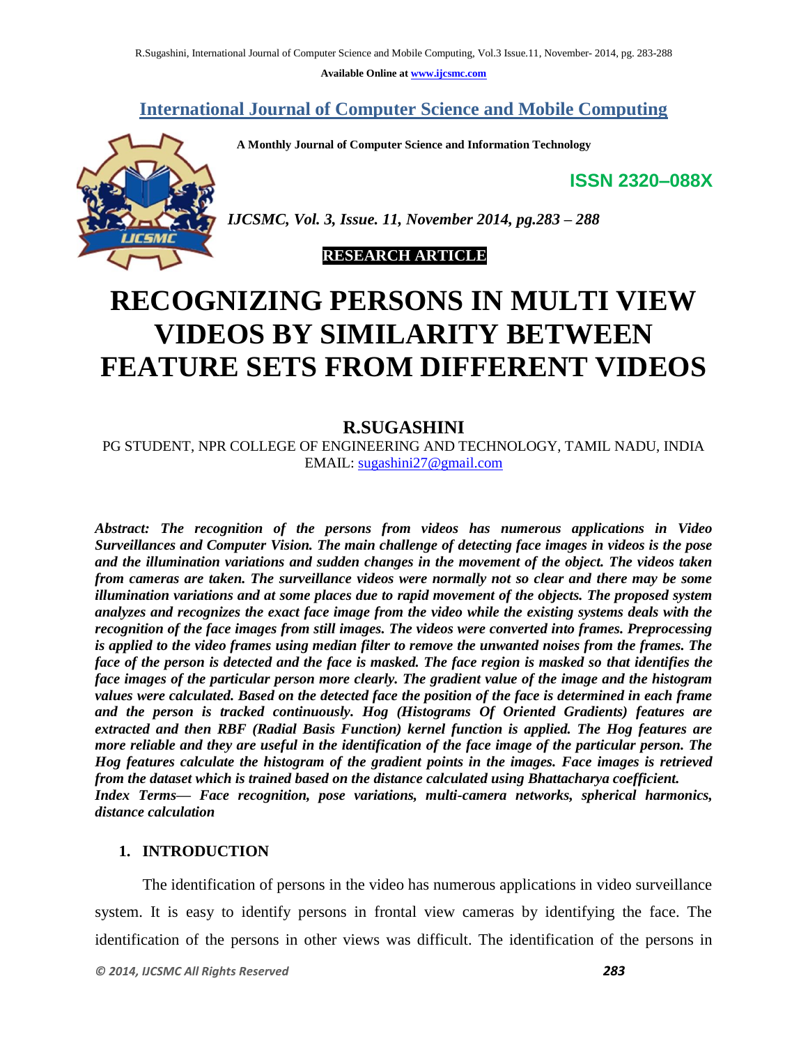Available Online at www.ijcsmc.com

# International Journal of Computer Science and Mobile Computing

**A Monthly Journal of Computer Science and Information Technology**

**ISSN 2320–088X**

*IJCSMC, Vol. 3, Issue. 11, November 2014, pg.283 – 288*

**RESEARCH ARTICLE**

# RECOGNIZING PERSONS IN MULTI VIEW VIDEOS BY SIMILARITY BETWEEN FEATURE SETS FROM DIFFERENT VIDEOS

## R.SUGASHINI

PG STUDENT, NPR COLLEGE OF ENGINEERING AND TECHNOLOGY, TAMIL NADU, INDIA
EMAIL: sugashini27@gmail.com

***Abstract: The recognition of the persons from videos has numerous applications in Video Surveillances and Computer Vision. The main challenge of detecting face images in videos is the pose and the illumination variations and sudden changes in the movement of the object. The videos taken from cameras are taken. The surveillance videos were normally not so clear and there may be some illumination variations and at some places due to rapid movement of the objects. The proposed system analyzes and recognizes the exact face image from the video while the existing systems deals with the recognition of the face images from still images. The videos were converted into frames. Preprocessing is applied to the video frames using median filter to remove the unwanted noises from the frames. The face of the person is detected and the face is masked. The face region is masked so that identifies the face images of the particular person more clearly. The gradient value of the image and the histogram values were calculated. Based on the detected face the position of the face is determined in each frame and the person is tracked continuously. Hog (Histograms Of Oriented Gradients) features are extracted and then RBF (Radial Basis Function) kernel function is applied. The Hog features are more reliable and they are useful in the identification of the face image of the particular person. The Hog features calculate the histogram of the gradient points in the images. Face images is retrieved from the dataset which is trained based on the distance calculated using Bhattacharya coefficient.***

***Index Terms— Face recognition, pose variations, multi-camera networks, spherical harmonics, distance calculation***

## 1. INTRODUCTION

The identification of persons in the video has numerous applications in video surveillance system. It is easy to identify persons in frontal view cameras by identifying the face. The identification of the persons in other views was difficult. The identification of the persons in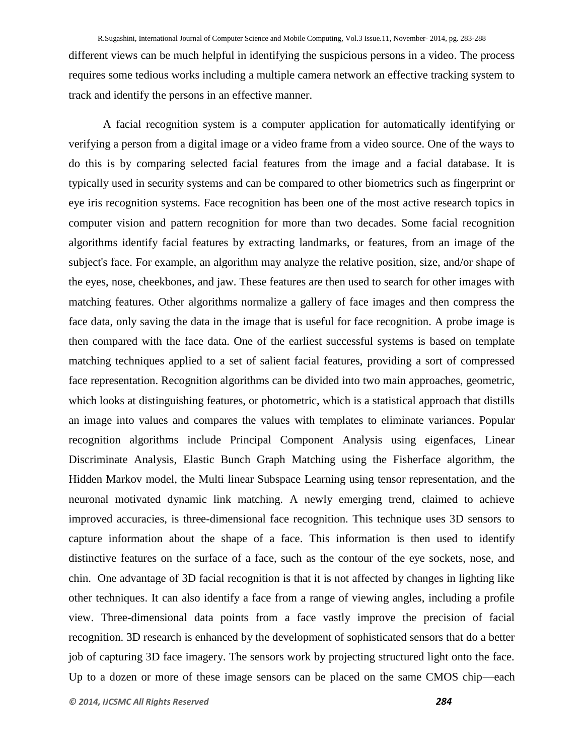different views can be much helpful in identifying the suspicious persons in a video. The process requires some tedious works including a multiple camera network an effective tracking system to track and identify the persons in an effective manner.

A facial recognition system is a computer application for automatically identifying or verifying a person from a digital image or a video frame from a video source. One of the ways to do this is by comparing selected facial features from the image and a facial database. It is typically used in security systems and can be compared to other biometrics such as fingerprint or eye iris recognition systems. Face recognition has been one of the most active research topics in computer vision and pattern recognition for more than two decades. Some facial recognition algorithms identify facial features by extracting landmarks, or features, from an image of the subject's face. For example, an algorithm may analyze the relative position, size, and/or shape of the eyes, nose, cheekbones, and jaw. These features are then used to search for other images with matching features. Other algorithms normalize a gallery of face images and then compress the face data, only saving the data in the image that is useful for face recognition. A probe image is then compared with the face data. One of the earliest successful systems is based on template matching techniques applied to a set of salient facial features, providing a sort of compressed face representation. Recognition algorithms can be divided into two main approaches, geometric, which looks at distinguishing features, or photometric, which is a statistical approach that distills an image into values and compares the values with templates to eliminate variances. Popular recognition algorithms include Principal Component Analysis using eigenfaces, Linear Discriminate Analysis, Elastic Bunch Graph Matching using the Fisherface algorithm, the Hidden Markov model, the Multi linear Subspace Learning using tensor representation, and the neuronal motivated dynamic link matching. A newly emerging trend, claimed to achieve improved accuracies, is three-dimensional face recognition. This technique uses 3D sensors to capture information about the shape of a face. This information is then used to identify distinctive features on the surface of a face, such as the contour of the eye sockets, nose, and chin. One advantage of 3D facial recognition is that it is not affected by changes in lighting like other techniques. It can also identify a face from a range of viewing angles, including a profile view. Three-dimensional data points from a face vastly improve the precision of facial recognition. 3D research is enhanced by the development of sophisticated sensors that do a better job of capturing 3D face imagery. The sensors work by projecting structured light onto the face. Up to a dozen or more of these image sensors can be placed on the same CMOS chip—each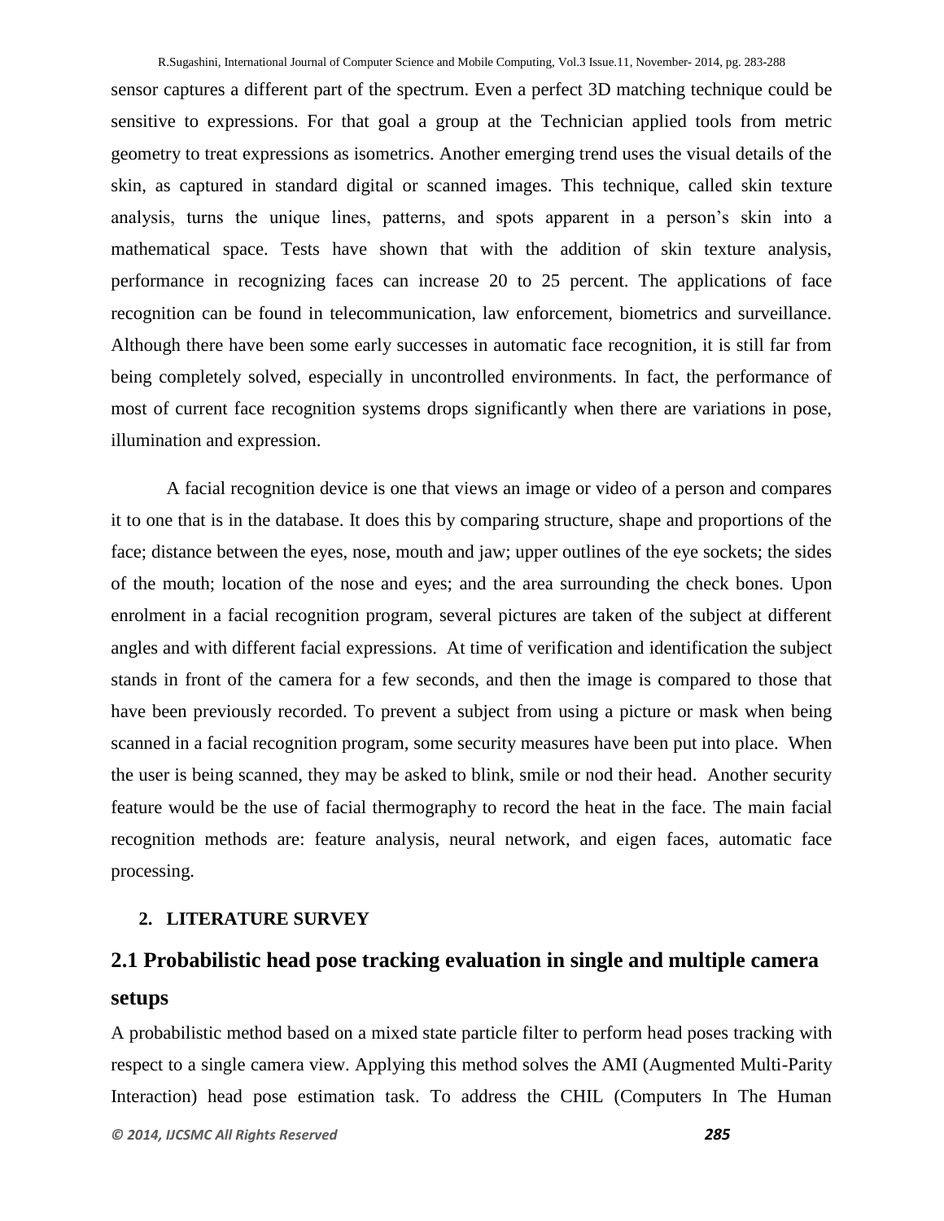sensor captures a different part of the spectrum. Even a perfect 3D matching technique could be sensitive to expressions. For that goal a group at the Technician applied tools from metric geometry to treat expressions as isometrics. Another emerging trend uses the visual details of the skin, as captured in standard digital or scanned images. This technique, called skin texture analysis, turns the unique lines, patterns, and spots apparent in a person's skin into a mathematical space. Tests have shown that with the addition of skin texture analysis, performance in recognizing faces can increase 20 to 25 percent. The applications of face recognition can be found in telecommunication, law enforcement, biometrics and surveillance. Although there have been some early successes in automatic face recognition, it is still far from being completely solved, especially in uncontrolled environments. In fact, the performance of most of current face recognition systems drops significantly when there are variations in pose, illumination and expression.

A facial recognition device is one that views an image or video of a person and compares it to one that is in the database. It does this by comparing structure, shape and proportions of the face; distance between the eyes, nose, mouth and jaw; upper outlines of the eye sockets; the sides of the mouth; location of the nose and eyes; and the area surrounding the check bones. Upon enrolment in a facial recognition program, several pictures are taken of the subject at different angles and with different facial expressions. At time of verification and identification the subject stands in front of the camera for a few seconds, and then the image is compared to those that have been previously recorded. To prevent a subject from using a picture or mask when being scanned in a facial recognition program, some security measures have been put into place. When the user is being scanned, they may be asked to blink, smile or nod their head. Another security feature would be the use of facial thermography to record the heat in the face. The main facial recognition methods are: feature analysis, neural network, and eigen faces, automatic face processing.

## 2. LITERATURE SURVEY

### 2.1 Probabilistic head pose tracking evaluation in single and multiple camera setups

A probabilistic method based on a mixed state particle filter to perform head poses tracking with respect to a single camera view. Applying this method solves the AMI (Augmented Multi-Parity Interaction) head pose estimation task. To address the CHIL (Computers In The Human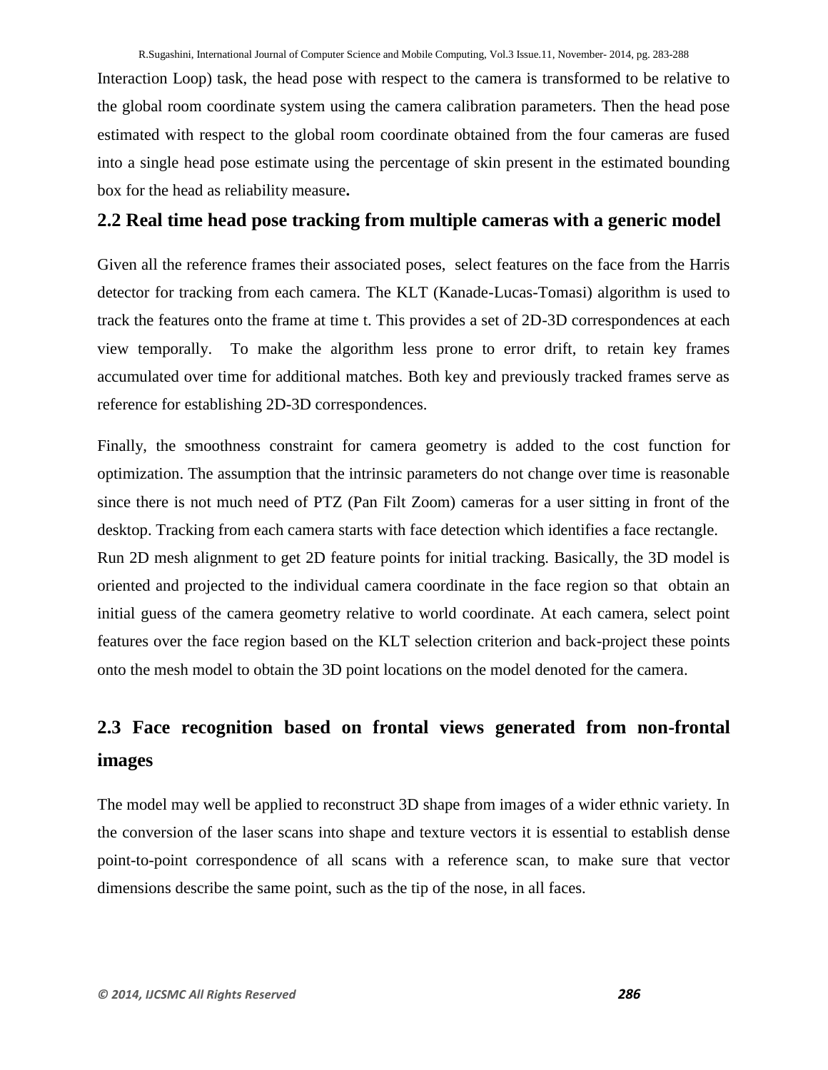Interaction Loop) task, the head pose with respect to the camera is transformed to be relative to the global room coordinate system using the camera calibration parameters. Then the head pose estimated with respect to the global room coordinate obtained from the four cameras are fused into a single head pose estimate using the percentage of skin present in the estimated bounding box for the head as reliability measure**.**

## 2.2 Real time head pose tracking from multiple cameras with a generic model

Given all the reference frames their associated poses, select features on the face from the Harris detector for tracking from each camera. The KLT (Kanade-Lucas-Tomasi) algorithm is used to track the features onto the frame at time t. This provides a set of 2D-3D correspondences at each view temporally. To make the algorithm less prone to error drift, to retain key frames accumulated over time for additional matches. Both key and previously tracked frames serve as reference for establishing 2D-3D correspondences.

Finally, the smoothness constraint for camera geometry is added to the cost function for optimization. The assumption that the intrinsic parameters do not change over time is reasonable since there is not much need of PTZ (Pan Filt Zoom) cameras for a user sitting in front of the desktop. Tracking from each camera starts with face detection which identifies a face rectangle. Run 2D mesh alignment to get 2D feature points for initial tracking. Basically, the 3D model is oriented and projected to the individual camera coordinate in the face region so that obtain an initial guess of the camera geometry relative to world coordinate. At each camera, select point features over the face region based on the KLT selection criterion and back-project these points onto the mesh model to obtain the 3D point locations on the model denoted for the camera.

## 2.3 Face recognition based on frontal views generated from non-frontal images

The model may well be applied to reconstruct 3D shape from images of a wider ethnic variety. In the conversion of the laser scans into shape and texture vectors it is essential to establish dense point-to-point correspondence of all scans with a reference scan, to make sure that vector dimensions describe the same point, such as the tip of the nose, in all faces.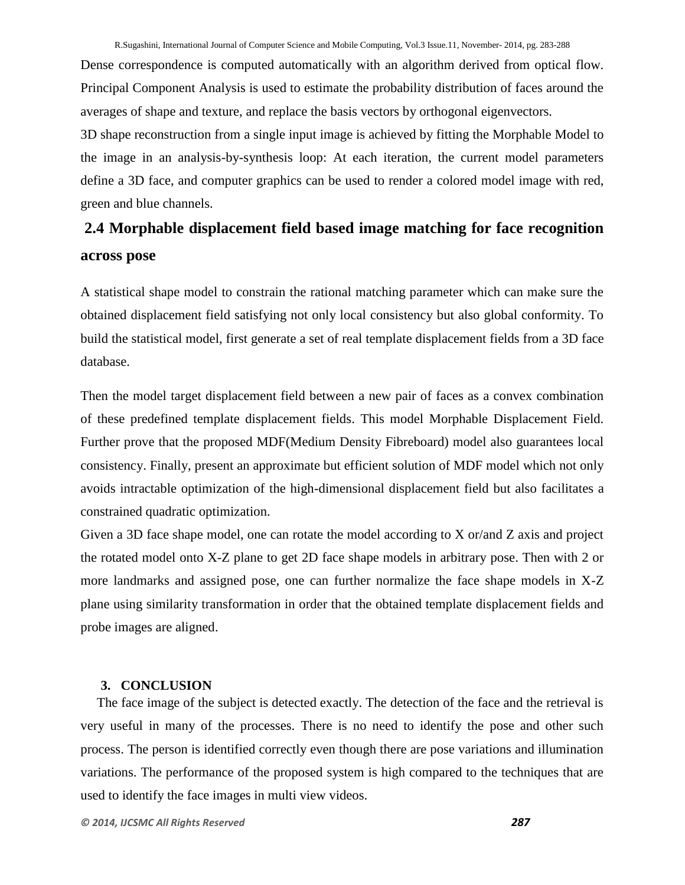Dense correspondence is computed automatically with an algorithm derived from optical flow. Principal Component Analysis is used to estimate the probability distribution of faces around the averages of shape and texture, and replace the basis vectors by orthogonal eigenvectors.

3D shape reconstruction from a single input image is achieved by fitting the Morphable Model to the image in an analysis-by-synthesis loop: At each iteration, the current model parameters define a 3D face, and computer graphics can be used to render a colored model image with red, green and blue channels.

### 2.4 Morphable displacement field based image matching for face recognition across pose

A statistical shape model to constrain the rational matching parameter which can make sure the obtained displacement field satisfying not only local consistency but also global conformity. To build the statistical model, first generate a set of real template displacement fields from a 3D face database.

Then the model target displacement field between a new pair of faces as a convex combination of these predefined template displacement fields. This model Morphable Displacement Field. Further prove that the proposed MDF(Medium Density Fibreboard) model also guarantees local consistency. Finally, present an approximate but efficient solution of MDF model which not only avoids intractable optimization of the high-dimensional displacement field but also facilitates a constrained quadratic optimization.

Given a 3D face shape model, one can rotate the model according to X or/and Z axis and project the rotated model onto X-Z plane to get 2D face shape models in arbitrary pose. Then with 2 or more landmarks and assigned pose, one can further normalize the face shape models in X-Z plane using similarity transformation in order that the obtained template displacement fields and probe images are aligned.

## 3. CONCLUSION

The face image of the subject is detected exactly. The detection of the face and the retrieval is very useful in many of the processes. There is no need to identify the pose and other such process. The person is identified correctly even though there are pose variations and illumination variations. The performance of the proposed system is high compared to the techniques that are used to identify the face images in multi view videos.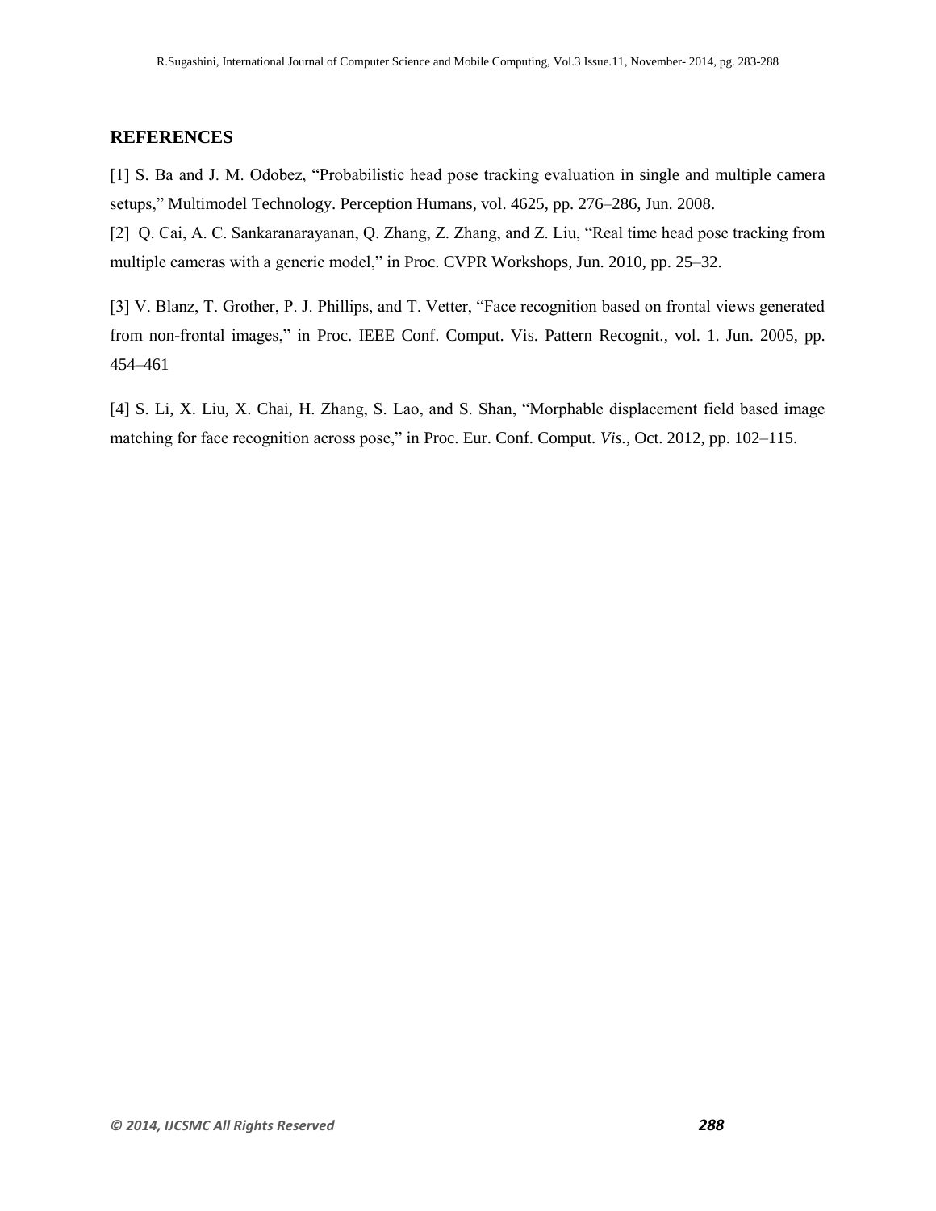## REFERENCES

[1] S. Ba and J. M. Odobez, "Probabilistic head pose tracking evaluation in single and multiple camera setups," Multimodel Technology. Perception Humans, vol. 4625, pp. 276–286, Jun. 2008.

[2] Q. Cai, A. C. Sankaranarayanan, Q. Zhang, Z. Zhang, and Z. Liu, "Real time head pose tracking from multiple cameras with a generic model," in Proc. CVPR Workshops, Jun. 2010, pp. 25–32.

[3] V. Blanz, T. Grother, P. J. Phillips, and T. Vetter, "Face recognition based on frontal views generated from non-frontal images," in Proc. IEEE Conf. Comput. Vis. Pattern Recognit., vol. 1. Jun. 2005, pp. 454–461

[4] S. Li, X. Liu, X. Chai, H. Zhang, S. Lao, and S. Shan, "Morphable displacement field based image matching for face recognition across pose," in Proc. Eur. Conf. Comput. *Vis.*, Oct. 2012, pp. 102–115.